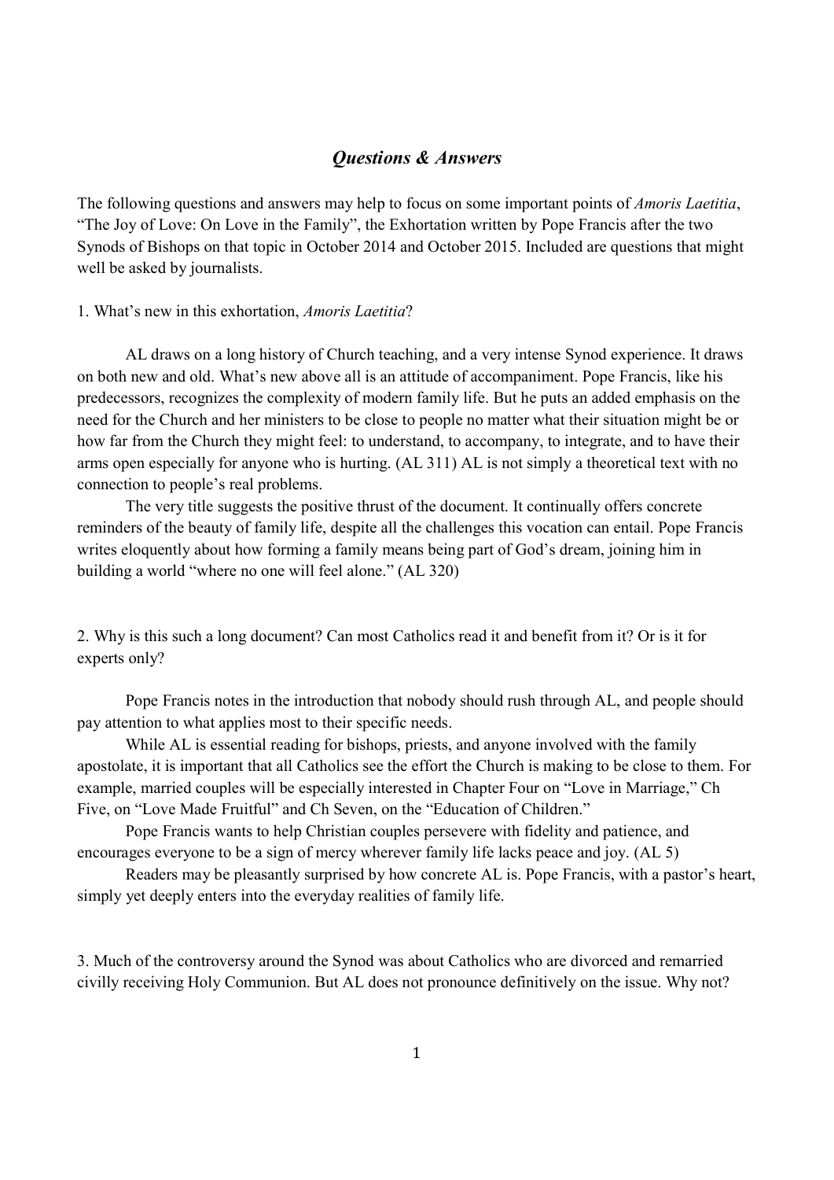## *Questions & Answers*

The following questions and answers may help to focus on some important points of *Amoris Laetitia*, "The Joy of Love: On Love in the Family", the Exhortation written by Pope Francis after the two Synods of Bishops on that topic in October 2014 and October 2015. Included are questions that might well be asked by journalists.

1. What's new in this exhortation, *Amoris Laetitia*?

AL draws on a long history of Church teaching, and a very intense Synod experience. It draws on both new and old. What's new above all is an attitude of accompaniment. Pope Francis, like his predecessors, recognizes the complexity of modern family life. But he puts an added emphasis on the need for the Church and her ministers to be close to people no matter what their situation might be or how far from the Church they might feel: to understand, to accompany, to integrate, and to have their arms open especially for anyone who is hurting. (AL 311) AL is not simply a theoretical text with no connection to people's real problems.

The very title suggests the positive thrust of the document. It continually offers concrete reminders of the beauty of family life, despite all the challenges this vocation can entail. Pope Francis writes eloquently about how forming a family means being part of God's dream, joining him in building a world "where no one will feel alone." (AL 320)

2. Why is this such a long document? Can most Catholics read it and benefit from it? Or is it for experts only?

Pope Francis notes in the introduction that nobody should rush through AL, and people should pay attention to what applies most to their specific needs.

While AL is essential reading for bishops, priests, and anyone involved with the family apostolate, it is important that all Catholics see the effort the Church is making to be close to them. For example, married couples will be especially interested in Chapter Four on "Love in Marriage," Ch Five, on "Love Made Fruitful" and Ch Seven, on the "Education of Children."

Pope Francis wants to help Christian couples persevere with fidelity and patience, and encourages everyone to be a sign of mercy wherever family life lacks peace and joy. (AL 5)

Readers may be pleasantly surprised by how concrete AL is. Pope Francis, with a pastor's heart, simply yet deeply enters into the everyday realities of family life.

3. Much of the controversy around the Synod was about Catholics who are divorced and remarried civilly receiving Holy Communion. But AL does not pronounce definitively on the issue. Why not?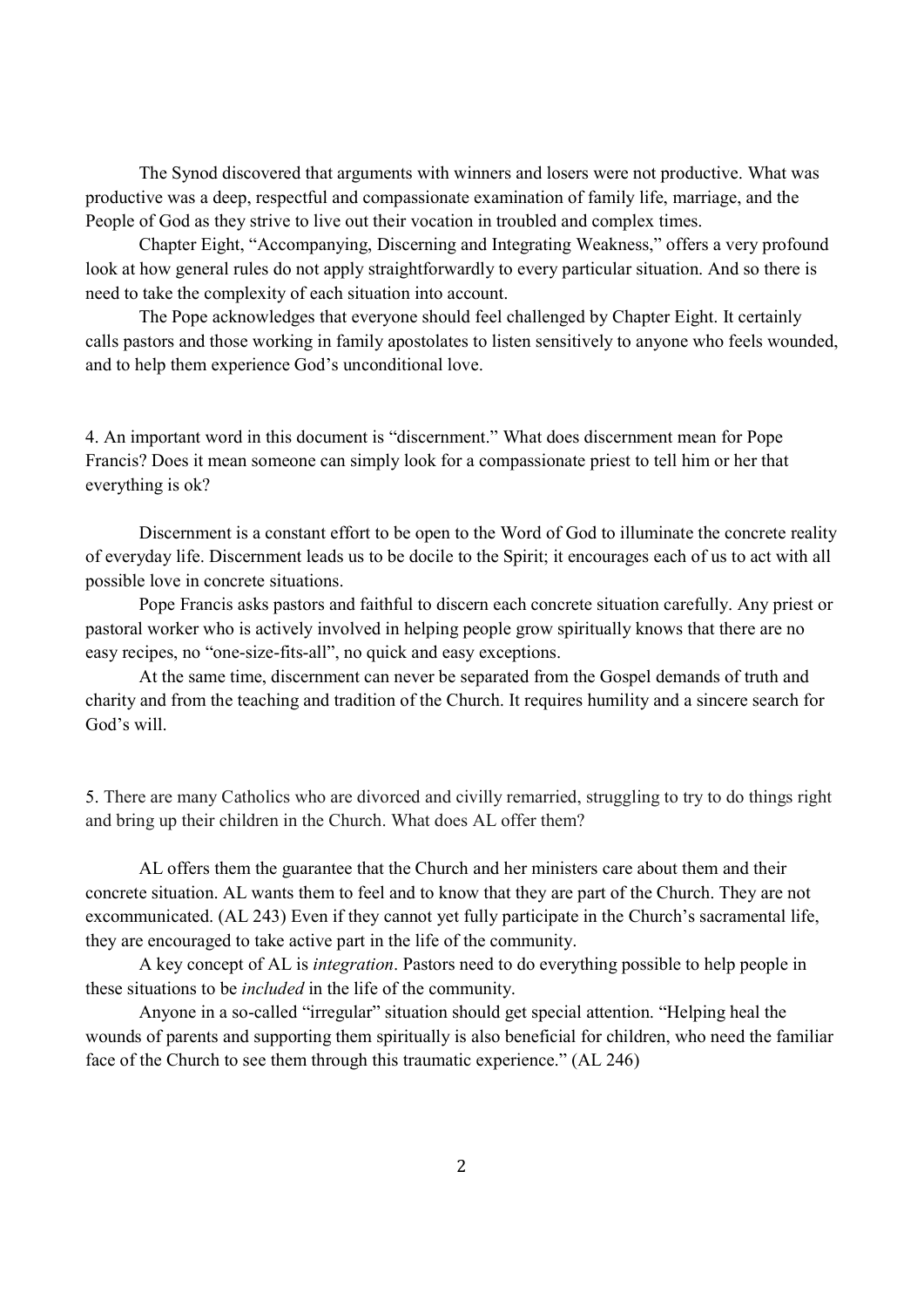The Synod discovered that arguments with winners and losers were not productive. What was productive was a deep, respectful and compassionate examination of family life, marriage, and the People of God as they strive to live out their vocation in troubled and complex times.

Chapter Eight, "Accompanying, Discerning and Integrating Weakness," offers a very profound look at how general rules do not apply straightforwardly to every particular situation. And so there is need to take the complexity of each situation into account.

The Pope acknowledges that everyone should feel challenged by Chapter Eight. It certainly calls pastors and those working in family apostolates to listen sensitively to anyone who feels wounded, and to help them experience God's unconditional love.

4. An important word in this document is "discernment." What does discernment mean for Pope Francis? Does it mean someone can simply look for a compassionate priest to tell him or her that everything is ok?

Discernment is a constant effort to be open to the Word of God to illuminate the concrete reality of everyday life. Discernment leads us to be docile to the Spirit; it encourages each of us to act with all possible love in concrete situations.

Pope Francis asks pastors and faithful to discern each concrete situation carefully. Any priest or pastoral worker who is actively involved in helping people grow spiritually knows that there are no easy recipes, no "one-size-fits-all", no quick and easy exceptions.

At the same time, discernment can never be separated from the Gospel demands of truth and charity and from the teaching and tradition of the Church. It requires humility and a sincere search for God's will.

5. There are many Catholics who are divorced and civilly remarried, struggling to try to do things right and bring up their children in the Church. What does AL offer them?

AL offers them the guarantee that the Church and her ministers care about them and their concrete situation. AL wants them to feel and to know that they are part of the Church. They are not excommunicated. (AL 243) Even if they cannot yet fully participate in the Church's sacramental life, they are encouraged to take active part in the life of the community.

A key concept of AL is *integration*. Pastors need to do everything possible to help people in these situations to be *included* in the life of the community.

Anyone in a so-called "irregular" situation should get special attention. "Helping heal the wounds of parents and supporting them spiritually is also beneficial for children, who need the familiar face of the Church to see them through this traumatic experience." (AL 246)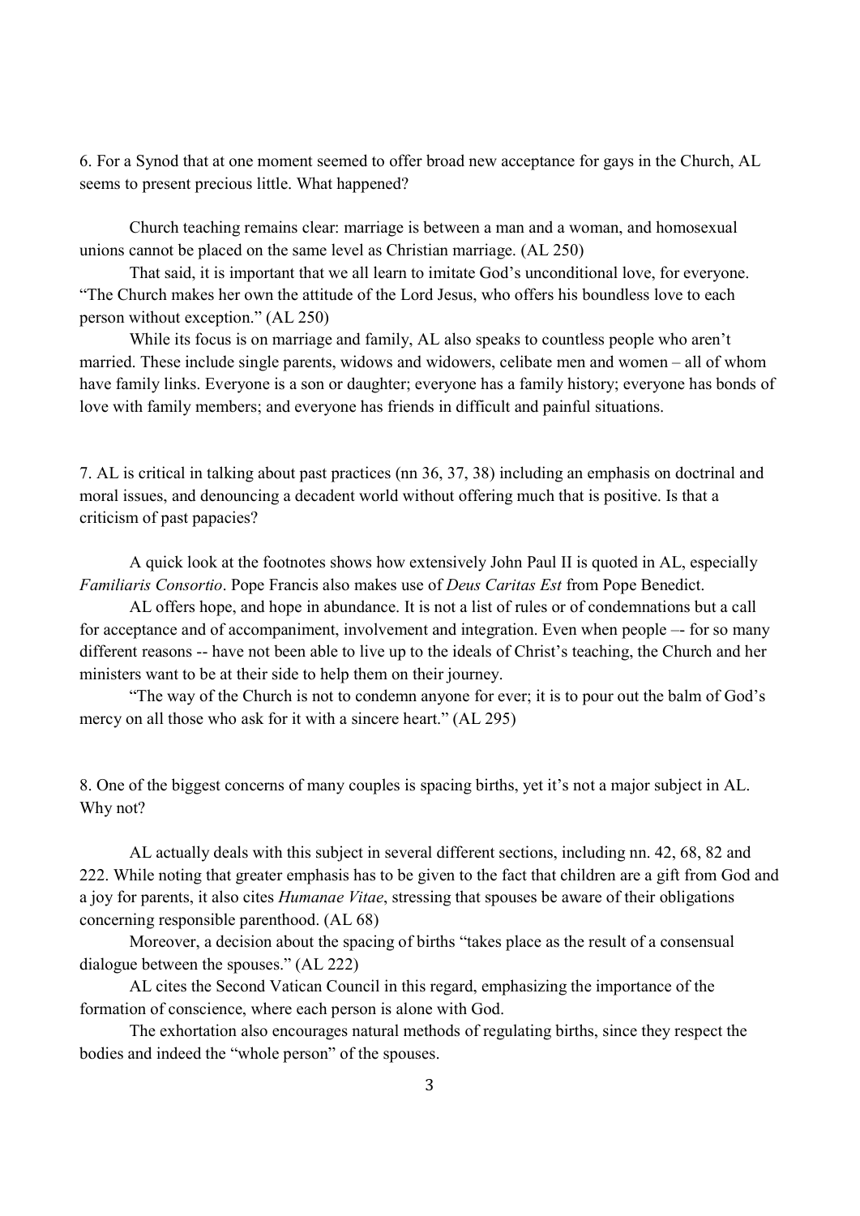6. For a Synod that at one moment seemed to offer broad new acceptance for gays in the Church, AL seems to present precious little. What happened?

Church teaching remains clear: marriage is between a man and a woman, and homosexual unions cannot be placed on the same level as Christian marriage. (AL 250)

That said, it is important that we all learn to imitate God's unconditional love, for everyone. "The Church makes her own the attitude of the Lord Jesus, who offers his boundless love to each person without exception." (AL 250)

While its focus is on marriage and family, AL also speaks to countless people who aren't married. These include single parents, widows and widowers, celibate men and women – all of whom have family links. Everyone is a son or daughter; everyone has a family history; everyone has bonds of love with family members; and everyone has friends in difficult and painful situations.

7. AL is critical in talking about past practices (nn 36, 37, 38) including an emphasis on doctrinal and moral issues, and denouncing a decadent world without offering much that is positive. Is that a criticism of past papacies?

A quick look at the footnotes shows how extensively John Paul II is quoted in AL, especially *Familiaris Consortio*. Pope Francis also makes use of *Deus Caritas Est* from Pope Benedict.

AL offers hope, and hope in abundance. It is not a list of rules or of condemnations but a call for acceptance and of accompaniment, involvement and integration. Even when people –- for so many different reasons -- have not been able to live up to the ideals of Christ's teaching, the Church and her ministers want to be at their side to help them on their journey.

"The way of the Church is not to condemn anyone for ever; it is to pour out the balm of God's mercy on all those who ask for it with a sincere heart." (AL 295)

8. One of the biggest concerns of many couples is spacing births, yet it's not a major subject in AL. Why not?

AL actually deals with this subject in several different sections, including nn. 42, 68, 82 and 222. While noting that greater emphasis has to be given to the fact that children are a gift from God and a joy for parents, it also cites *Humanae Vitae*, stressing that spouses be aware of their obligations concerning responsible parenthood. (AL 68)

Moreover, a decision about the spacing of births "takes place as the result of a consensual dialogue between the spouses." (AL 222)

AL cites the Second Vatican Council in this regard, emphasizing the importance of the formation of conscience, where each person is alone with God.

The exhortation also encourages natural methods of regulating births, since they respect the bodies and indeed the "whole person" of the spouses.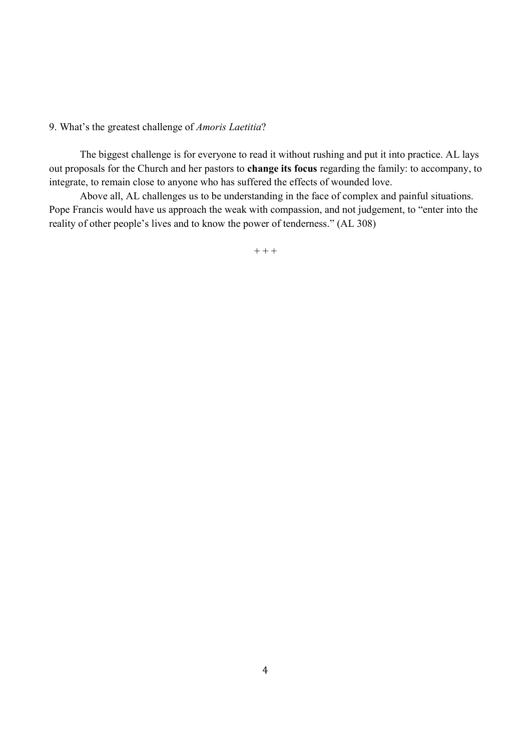9. What's the greatest challenge of *Amoris Laetitia*?

The biggest challenge is for everyone to read it without rushing and put it into practice. AL lays out proposals for the Church and her pastors to **change its focus** regarding the family: to accompany, to integrate, to remain close to anyone who has suffered the effects of wounded love.

Above all, AL challenges us to be understanding in the face of complex and painful situations. Pope Francis would have us approach the weak with compassion, and not judgement, to "enter into the reality of other people's lives and to know the power of tenderness." (AL 308)

+ + +